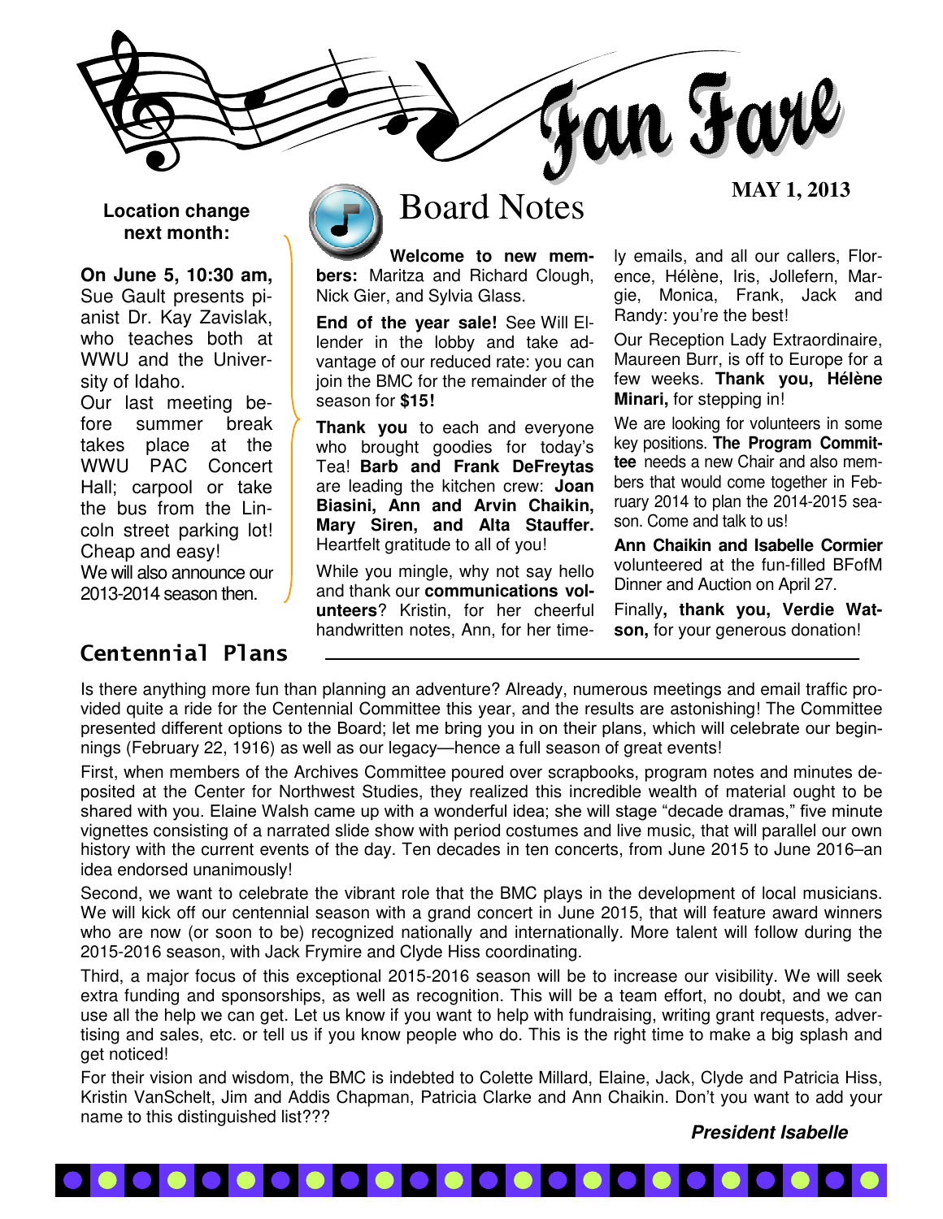# Fan Fare

**MAY 1, 2013**

**Location change next month:**

**On June 5, 10:30 am,** Sue Gault presents pianist Dr. Kay Zavislak, who teaches both at WWU and the University of Idaho.

Our last meeting before summer break takes place at the WWU PAC Concert Hall; carpool or take the bus from the Lincoln street parking lot! Cheap and easy!

We will also announce our 2013-2014 season then.

## Board Notes

**Welcome to new members:** Maritza and Richard Clough, Nick Gier, and Sylvia Glass.

**End of the year sale!** See Will Ellender in the lobby and take advantage of our reduced rate: you can join the BMC for the remainder of the season for **$15!**

**Thank you** to each and everyone who brought goodies for today's Tea! **Barb and Frank DeFreytas** are leading the kitchen crew: **Joan Biasini, Ann and Arvin Chaikin, Mary Siren, and Alta Stauffer.** Heartfelt gratitude to all of you!

While you mingle, why not say hello and thank our **communications volunteers**? Kristin, for her cheerful handwritten notes, Ann, for her timely emails, and all our callers, Florence, Hélène, Iris, Jollefern, Margie, Monica, Frank, Jack and Randy: you're the best!

Our Reception Lady Extraordinaire, Maureen Burr, is off to Europe for a few weeks. **Thank you, Hélène Minari,** for stepping in!

We are looking for volunteers in some key positions. **The Program Committee** needs a new Chair and also members that would come together in February 2014 to plan the 2014-2015 season. Come and talk to us!

**Ann Chaikin and Isabelle Cormier** volunteered at the fun-filled BFofM Dinner and Auction on April 27.

Finally**, thank you, Verdie Watson,** for your generous donation!

## Centennial Plans

Is there anything more fun than planning an adventure? Already, numerous meetings and email traffic provided quite a ride for the Centennial Committee this year, and the results are astonishing! The Committee presented different options to the Board; let me bring you in on their plans, which will celebrate our beginnings (February 22, 1916) as well as our legacy—hence a full season of great events!

First, when members of the Archives Committee poured over scrapbooks, program notes and minutes deposited at the Center for Northwest Studies, they realized this incredible wealth of material ought to be shared with you. Elaine Walsh came up with a wonderful idea; she will stage "decade dramas," five minute vignettes consisting of a narrated slide show with period costumes and live music, that will parallel our own history with the current events of the day. Ten decades in ten concerts, from June 2015 to June 2016–an idea endorsed unanimously!

Second, we want to celebrate the vibrant role that the BMC plays in the development of local musicians. We will kick off our centennial season with a grand concert in June 2015, that will feature award winners who are now (or soon to be) recognized nationally and internationally. More talent will follow during the 2015-2016 season, with Jack Frymire and Clyde Hiss coordinating.

Third, a major focus of this exceptional 2015-2016 season will be to increase our visibility. We will seek extra funding and sponsorships, as well as recognition. This will be a team effort, no doubt, and we can use all the help we can get. Let us know if you want to help with fundraising, writing grant requests, advertising and sales, etc. or tell us if you know people who do. This is the right time to make a big splash and get noticed!

For their vision and wisdom, the BMC is indebted to Colette Millard, Elaine, Jack, Clyde and Patricia Hiss, Kristin VanSchelt, Jim and Addis Chapman, Patricia Clarke and Ann Chaikin. Don't you want to add your name to this distinguished list???

***President Isabelle***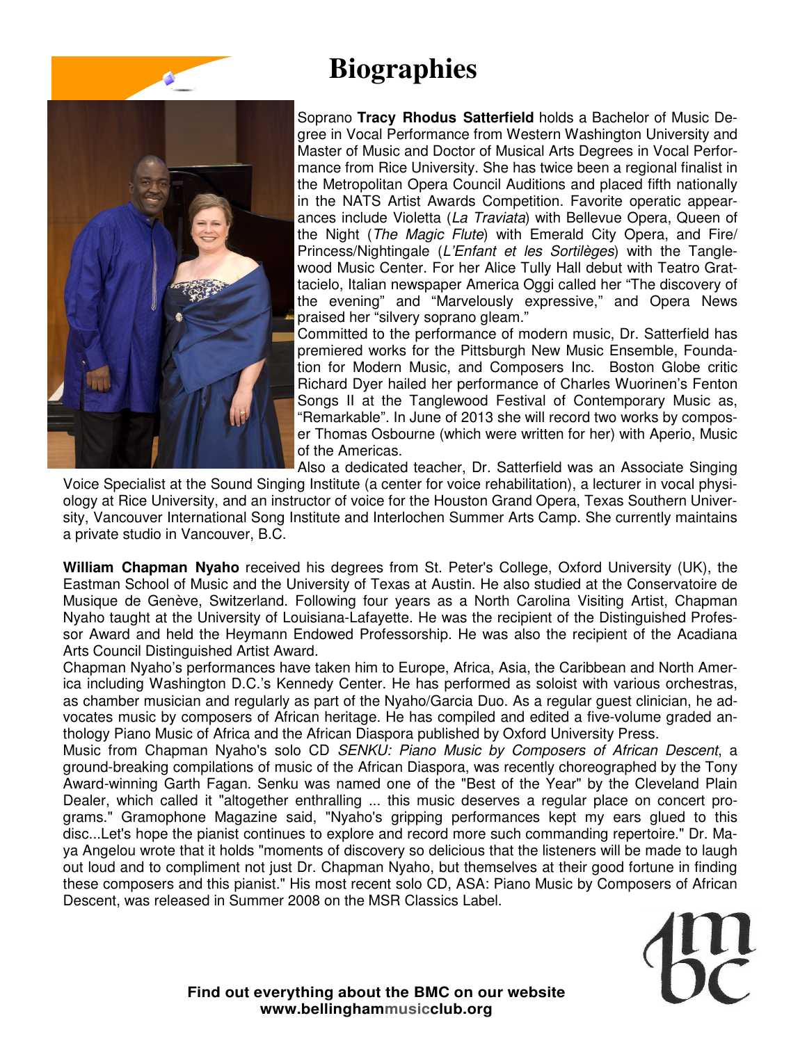# Biographies

Soprano **Tracy Rhodus Satterfield** holds a Bachelor of Music Degree in Vocal Performance from Western Washington University and Master of Music and Doctor of Musical Arts Degrees in Vocal Performance from Rice University. She has twice been a regional finalist in the Metropolitan Opera Council Auditions and placed fifth nationally in the NATS Artist Awards Competition. Favorite operatic appearances include Violetta (*La Traviata*) with Bellevue Opera, Queen of the Night (*The Magic Flute*) with Emerald City Opera, and Fire/Princess/Nightingale (*L'Enfant et les Sortilèges*) with the Tanglewood Music Center. For her Alice Tully Hall debut with Teatro Grattacielo, Italian newspaper America Oggi called her "The discovery of the evening" and "Marvelously expressive," and Opera News praised her "silvery soprano gleam."

Committed to the performance of modern music, Dr. Satterfield has premiered works for the Pittsburgh New Music Ensemble, Foundation for Modern Music, and Composers Inc. Boston Globe critic Richard Dyer hailed her performance of Charles Wuorinen's Fenton Songs II at the Tanglewood Festival of Contemporary Music as, "Remarkable". In June of 2013 she will record two works by composer Thomas Osbourne (which were written for her) with Aperio, Music of the Americas.

Also a dedicated teacher, Dr. Satterfield was an Associate Singing Voice Specialist at the Sound Singing Institute (a center for voice rehabilitation), a lecturer in vocal physiology at Rice University, and an instructor of voice for the Houston Grand Opera, Texas Southern University, Vancouver International Song Institute and Interlochen Summer Arts Camp. She currently maintains a private studio in Vancouver, B.C.

**William Chapman Nyaho** received his degrees from St. Peter's College, Oxford University (UK), the Eastman School of Music and the University of Texas at Austin. He also studied at the Conservatoire de Musique de Genève, Switzerland. Following four years as a North Carolina Visiting Artist, Chapman Nyaho taught at the University of Louisiana-Lafayette. He was the recipient of the Distinguished Professor Award and held the Heymann Endowed Professorship. He was also the recipient of the Acadiana Arts Council Distinguished Artist Award.

Chapman Nyaho's performances have taken him to Europe, Africa, Asia, the Caribbean and North America including Washington D.C.'s Kennedy Center. He has performed as soloist with various orchestras, as chamber musician and regularly as part of the Nyaho/Garcia Duo. As a regular guest clinician, he advocates music by composers of African heritage. He has compiled and edited a five-volume graded anthology Piano Music of Africa and the African Diaspora published by Oxford University Press.

Music from Chapman Nyaho's solo CD *SENKU: Piano Music by Composers of African Descent*, a ground-breaking compilations of music of the African Diaspora, was recently choreographed by the Tony Award-winning Garth Fagan. Senku was named one of the "Best of the Year" by the Cleveland Plain Dealer, which called it "altogether enthralling ... this music deserves a regular place on concert programs." Gramophone Magazine said, "Nyaho's gripping performances kept my ears glued to this disc...Let's hope the pianist continues to explore and record more such commanding repertoire." Dr. Maya Angelou wrote that it holds "moments of discovery so delicious that the listeners will be made to laugh out loud and to compliment not just Dr. Chapman Nyaho, but themselves at their good fortune in finding these composers and this pianist." His most recent solo CD, ASA: Piano Music by Composers of African Descent, was released in Summer 2008 on the MSR Classics Label.

**Find out everything about the BMC on our website**
**www.bellinghammusicclub.org**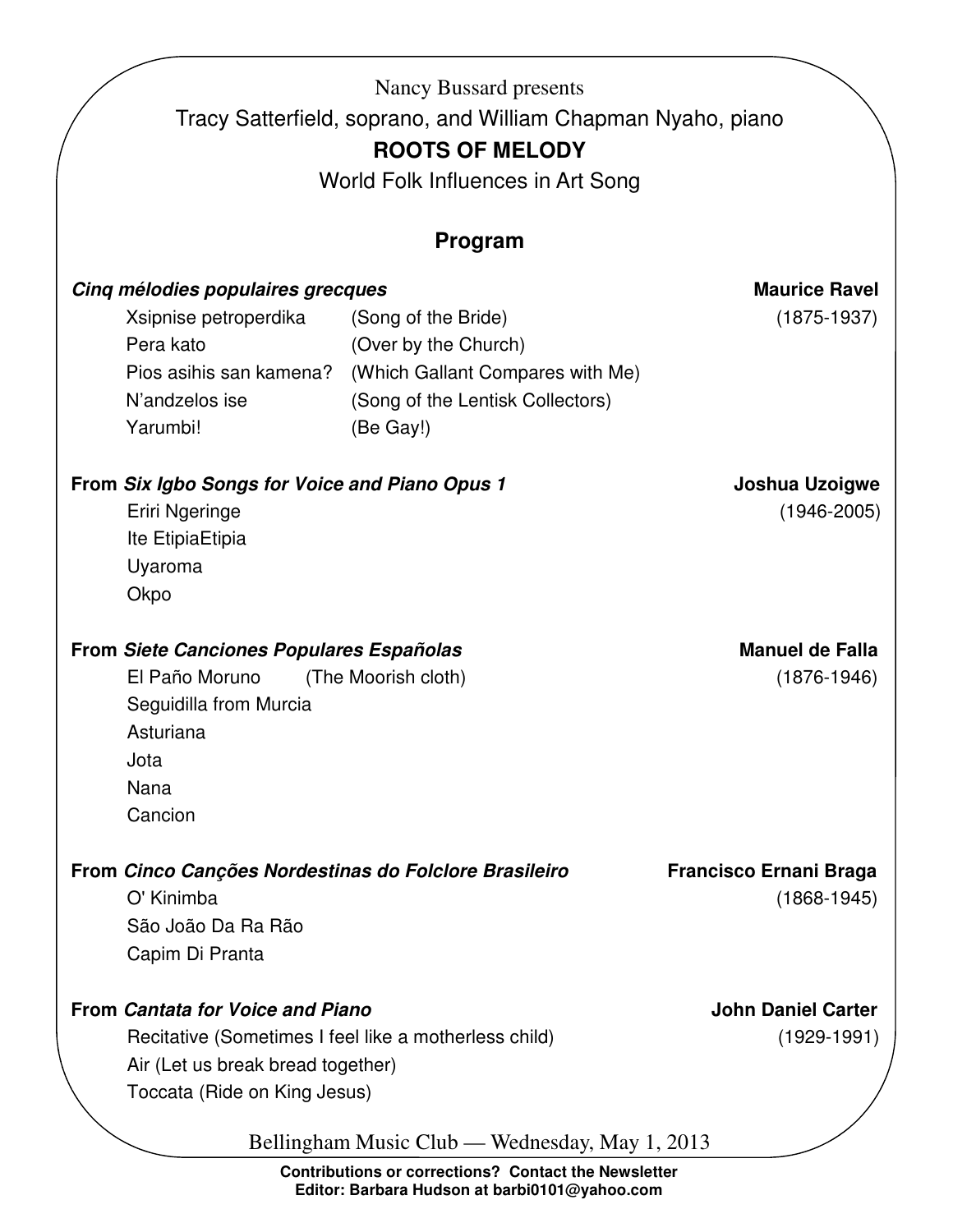Nancy Bussard presents

Tracy Satterfield, soprano, and William Chapman Nyaho, piano

**ROOTS OF MELODY**

World Folk Influences in Art Song

## Program

***Cinq mélodies populaires grecques*** — **Maurice Ravel** (1875-1937)

| | |
|---|---|
| Xsipnise petroperdika | (Song of the Bride) |
| Pera kato | (Over by the Church) |
| Pios asihis san kamena? | (Which Gallant Compares with Me) |
| N'andzelos ise | (Song of the Lentisk Collectors) |
| Yarumbi! | (Be Gay!) |

**From *Six Igbo Songs for Voice and Piano Opus 1*** — **Joshua Uzoigwe** (1946-2005)

- Eriri Ngeringe
- Ite EtipiaEtipia
- Uyaroma
- Okpo

**From *Siete Canciones Populares Españolas*** — **Manuel de Falla** (1876-1946)

- El Paño Moruno (The Moorish cloth)
- Seguidilla from Murcia
- Asturiana
- Jota
- Nana
- Cancion

**From *Cinco Canções Nordestinas do Folclore Brasileiro*** — **Francisco Ernani Braga** (1868-1945)

- O' Kinimba
- São João Da Ra Rão
- Capim Di Pranta

**From *Cantata for Voice and Piano*** — **John Daniel Carter** (1929-1991)

- Recitative (Sometimes I feel like a motherless child)
- Air (Let us break bread together)
- Toccata (Ride on King Jesus)

Bellingham Music Club — Wednesday, May 1, 2013

**Contributions or corrections? Contact the Newsletter Editor: Barbara Hudson at barbi0101@yahoo.com**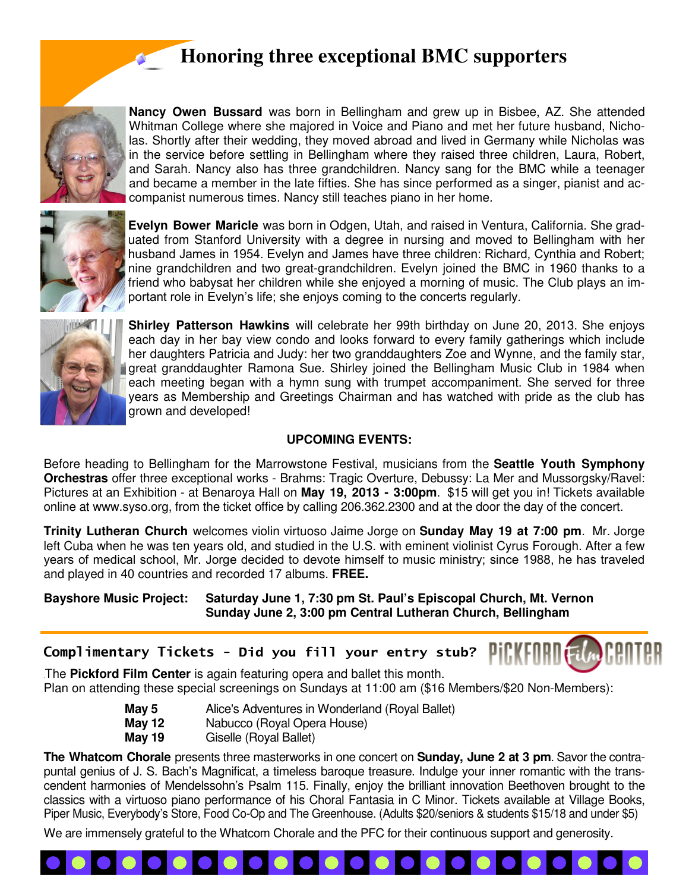# Honoring three exceptional BMC supporters

**Nancy Owen Bussard** was born in Bellingham and grew up in Bisbee, AZ. She attended Whitman College where she majored in Voice and Piano and met her future husband, Nicholas. Shortly after their wedding, they moved abroad and lived in Germany while Nicholas was in the service before settling in Bellingham where they raised three children, Laura, Robert, and Sarah. Nancy also has three grandchildren. Nancy sang for the BMC while a teenager and became a member in the late fifties. She has since performed as a singer, pianist and accompanist numerous times. Nancy still teaches piano in her home.

**Evelyn Bower Maricle** was born in Odgen, Utah, and raised in Ventura, California. She graduated from Stanford University with a degree in nursing and moved to Bellingham with her husband James in 1954. Evelyn and James have three children: Richard, Cynthia and Robert; nine grandchildren and two great-grandchildren. Evelyn joined the BMC in 1960 thanks to a friend who babysat her children while she enjoyed a morning of music. The Club plays an important role in Evelyn's life; she enjoys coming to the concerts regularly.

**Shirley Patterson Hawkins** will celebrate her 99th birthday on June 20, 2013. She enjoys each day in her bay view condo and looks forward to every family gatherings which include her daughters Patricia and Judy: her two granddaughters Zoe and Wynne, and the family star, great granddaughter Ramona Sue. Shirley joined the Bellingham Music Club in 1984 when each meeting began with a hymn sung with trumpet accompaniment. She served for three years as Membership and Greetings Chairman and has watched with pride as the club has grown and developed!

**UPCOMING EVENTS:**

Before heading to Bellingham for the Marrowstone Festival, musicians from the **Seattle Youth Symphony Orchestras** offer three exceptional works - Brahms: Tragic Overture, Debussy: La Mer and Mussorgsky/Ravel: Pictures at an Exhibition - at Benaroya Hall on **May 19, 2013 - 3:00pm**. $15 will get you in! Tickets available online at www.syso.org, from the ticket office by calling 206.362.2300 and at the door the day of the concert.

**Trinity Lutheran Church** welcomes violin virtuoso Jaime Jorge on **Sunday May 19 at 7:00 pm**. Mr. Jorge left Cuba when he was ten years old, and studied in the U.S. with eminent violinist Cyrus Forough. After a few years of medical school, Mr. Jorge decided to devote himself to music ministry; since 1988, he has traveled and played in 40 countries and recorded 17 albums. **FREE.**

**Bayshore Music Project:** **Saturday June 1, 7:30 pm St. Paul's Episcopal Church, Mt. Vernon**
**Sunday June 2, 3:00 pm Central Lutheran Church, Bellingham**

## Complimentary Tickets - Did you fill your entry stub?

PICKFORD Film CENTER

The **Pickford Film Center** is again featuring opera and ballet this month.
Plan on attending these special screenings on Sundays at 11:00 am ($16 Members/$20 Non-Members):

| | |
|---|---|
| **May 5** | Alice's Adventures in Wonderland (Royal Ballet) |
| **May 12** | Nabucco (Royal Opera House) |
| **May 19** | Giselle (Royal Ballet) |

**The Whatcom Chorale** presents three masterworks in one concert on **Sunday, June 2 at 3 pm**. Savor the contrapuntal genius of J. S. Bach's Magnificat, a timeless baroque treasure. Indulge your inner romantic with the transcendent harmonies of Mendelssohn's Psalm 115. Finally, enjoy the brilliant innovation Beethoven brought to the classics with a virtuoso piano performance of his Choral Fantasia in C Minor. Tickets available at Village Books, Piper Music, Everybody's Store, Food Co-Op and The Greenhouse. (Adults $20/seniors & students $15/18 and under $5)

We are immensely grateful to the Whatcom Chorale and the PFC for their continuous support and generosity.